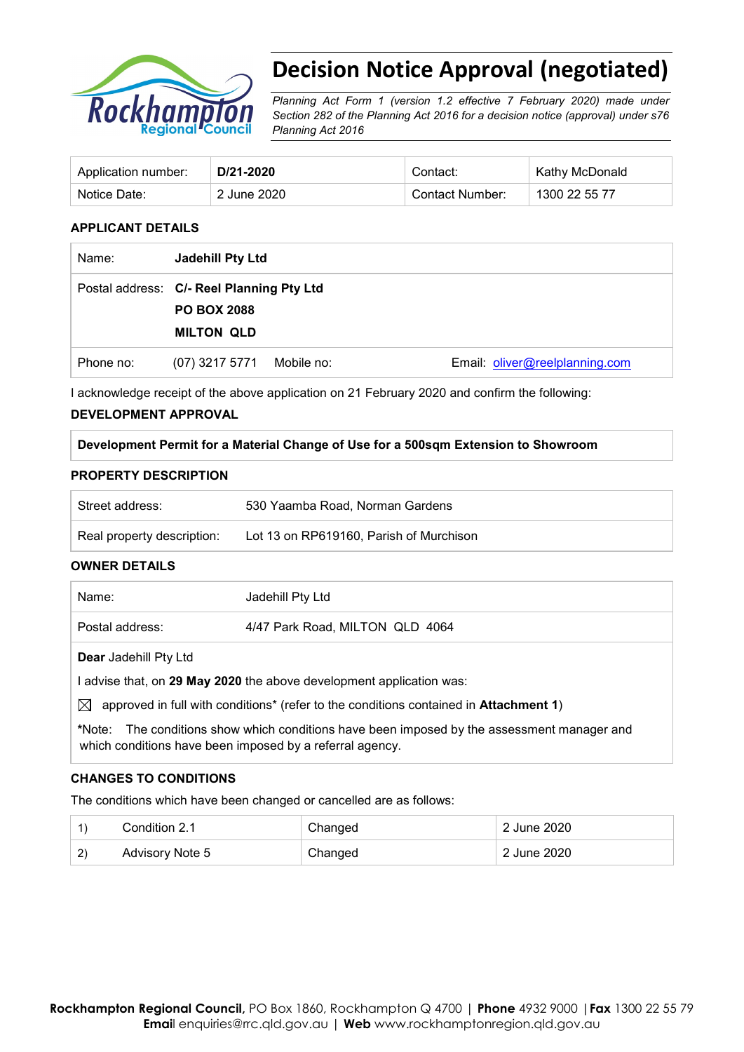# Decision Notice Approval (negotiated)

*Planning Act Form 1 (version 1.2 effective 7 February 2020) made under Section 282 of the Planning Act 2016 for a decision notice (approval) under s76 Planning Act 2016*

| Application number: | **D/21-2020** | Contact: | Kathy McDonald |
|---|---|---|---|
| Notice Date: | 2 June 2020 | Contact Number: | 1300 22 55 77 |

## APPLICANT DETAILS

| | | | |
|---|---|---|---|
| Name: | **Jadehill Pty Ltd** | | |
| Postal address: | **C/- Reel Planning Pty Ltd**<br>**PO BOX 2088**<br>**MILTON QLD** | | |
| Phone no: | (07) 3217 5771 | Mobile no: | Email: oliver@reelplanning.com |

I acknowledge receipt of the above application on 21 February 2020 and confirm the following:

## DEVELOPMENT APPROVAL

**Development Permit for a Material Change of Use for a 500sqm Extension to Showroom**

## PROPERTY DESCRIPTION

| | |
|---|---|
| Street address: | 530 Yaamba Road, Norman Gardens |
| Real property description: | Lot 13 on RP619160, Parish of Murchison |

## OWNER DETAILS

| | |
|---|---|
| Name: | Jadehill Pty Ltd |
| Postal address: | 4/47 Park Road, MILTON QLD 4064 |

**Dear** Jadehill Pty Ltd

I advise that, on **29 May 2020** the above development application was:

☒ approved in full with conditions* (refer to the conditions contained in **Attachment 1**)

*Note: The conditions show which conditions have been imposed by the assessment manager and which conditions have been imposed by a referral agency.

## CHANGES TO CONDITIONS

The conditions which have been changed or cancelled are as follows:

| | | | |
|---|---|---|---|
| 1) | Condition 2.1 | Changed | 2 June 2020 |
| 2) | Advisory Note 5 | Changed | 2 June 2020 |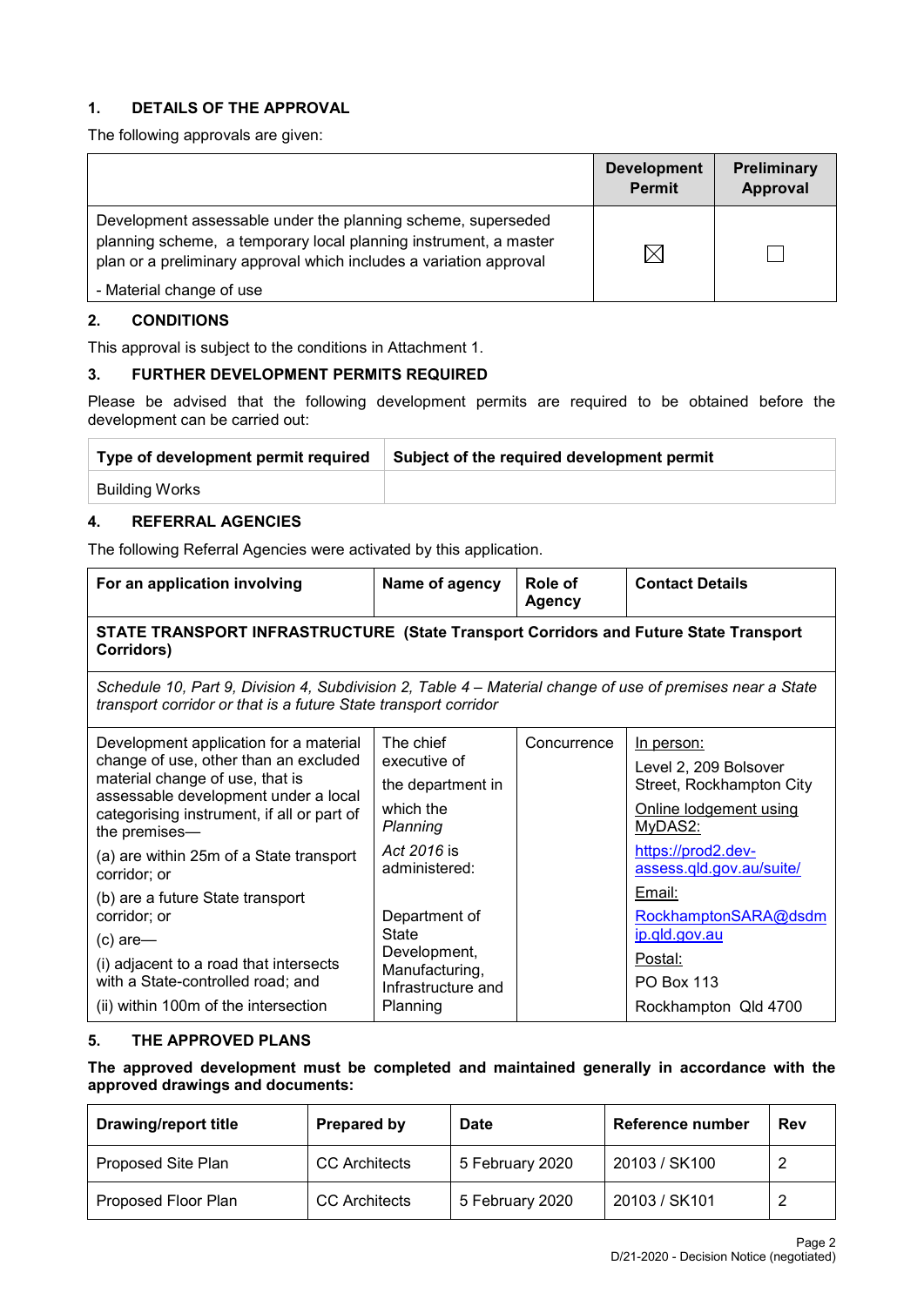## 1. DETAILS OF THE APPROVAL

The following approvals are given:

| | Development Permit | Preliminary Approval |
|---|---|---|
| Development assessable under the planning scheme, superseded planning scheme, a temporary local planning instrument, a master plan or a preliminary approval which includes a variation approval<br>- Material change of use | ☒ | ☐ |

## 2. CONDITIONS

This approval is subject to the conditions in Attachment 1.

## 3. FURTHER DEVELOPMENT PERMITS REQUIRED

Please be advised that the following development permits are required to be obtained before the development can be carried out:

| Type of development permit required | Subject of the required development permit |
|---|---|
| Building Works | |

## 4. REFERRAL AGENCIES

The following Referral Agencies were activated by this application.

| For an application involving | Name of agency | Role of Agency | Contact Details |
|---|---|---|---|
| **STATE TRANSPORT INFRASTRUCTURE (State Transport Corridors and Future State Transport Corridors)** | | | |
| *Schedule 10, Part 9, Division 4, Subdivision 2, Table 4 – Material change of use of premises near a State transport corridor or that is a future State transport corridor* | | | |
| Development application for a material change of use, other than an excluded material change of use, that is assessable development under a local categorising instrument, if all or part of the premises—<br>(a) are within 25m of a State transport corridor; or<br>(b) are a future State transport corridor; or<br>(c) are—<br>(i) adjacent to a road that intersects with a State-controlled road; and<br>(ii) within 100m of the intersection | The chief executive of the department in which the *Planning Act 2016* is administered:<br><br>Department of State Development, Manufacturing, Infrastructure and Planning | Concurrence | In person:<br>Level 2, 209 Bolsover Street, Rockhampton City<br>Online lodgement using MyDAS2:<br>https://prod2.dev-assess.qld.gov.au/suite/<br>Email:<br>RockhamptonSARA@dsdmip.qld.gov.au<br>Postal:<br>PO Box 113<br>Rockhampton Qld 4700 |

## 5. THE APPROVED PLANS

**The approved development must be completed and maintained generally in accordance with the approved drawings and documents:**

| Drawing/report title | Prepared by | Date | Reference number | Rev |
|---|---|---|---|---|
| Proposed Site Plan | CC Architects | 5 February 2020 | 20103 / SK100 | 2 |
| Proposed Floor Plan | CC Architects | 5 February 2020 | 20103 / SK101 | 2 |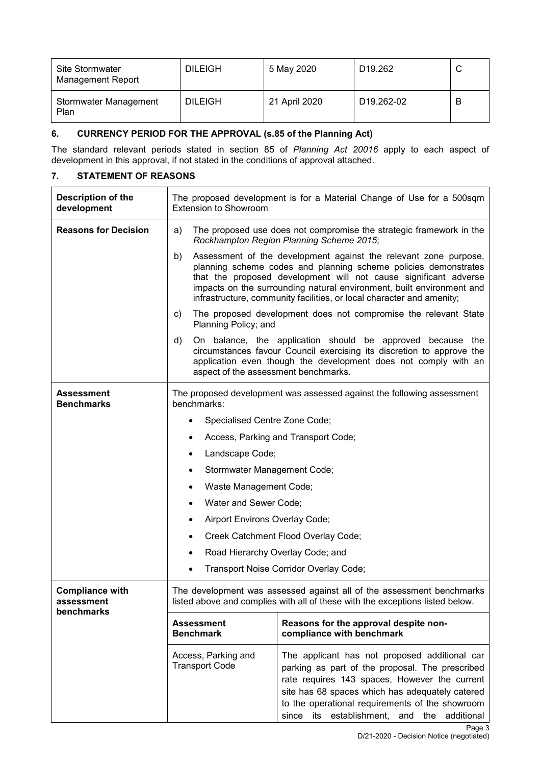| Site Stormwater Management Report | DILEIGH | 5 May 2020 | D19.262 | C |
|---|---|---|---|---|
| Stormwater Management Plan | DILEIGH | 21 April 2020 | D19.262-02 | B |

## 6. CURRENCY PERIOD FOR THE APPROVAL (s.85 of the Planning Act)

The standard relevant periods stated in section 85 of *Planning Act 20016* apply to each aspect of development in this approval, if not stated in the conditions of approval attached.

## 7. STATEMENT OF REASONS

| | | |
|---|---|---|
| **Description of the development** | The proposed development is for a Material Change of Use for a 500sqm Extension to Showroom | |
| **Reasons for Decision** | a) The proposed use does not compromise the strategic framework in the *Rockhampton Region Planning Scheme 2015*;<br>b) Assessment of the development against the relevant zone purpose, planning scheme codes and planning scheme policies demonstrates that the proposed development will not cause significant adverse impacts on the surrounding natural environment, built environment and infrastructure, community facilities, or local character and amenity;<br>c) The proposed development does not compromise the relevant State Planning Policy; and<br>d) On balance, the application should be approved because the circumstances favour Council exercising its discretion to approve the application even though the development does not comply with an aspect of the assessment benchmarks. | |
| **Assessment Benchmarks** | The proposed development was assessed against the following assessment benchmarks:<br>• Specialised Centre Zone Code;<br>• Access, Parking and Transport Code;<br>• Landscape Code;<br>• Stormwater Management Code;<br>• Waste Management Code;<br>• Water and Sewer Code;<br>• Airport Environs Overlay Code;<br>• Creek Catchment Flood Overlay Code;<br>• Road Hierarchy Overlay Code; and<br>• Transport Noise Corridor Overlay Code; | |
| **Compliance with assessment benchmarks** | The development was assessed against all of the assessment benchmarks listed above and complies with all of these with the exceptions listed below. | |
| | **Assessment Benchmark** | **Reasons for the approval despite non-compliance with benchmark** |
| | Access, Parking and Transport Code | The applicant has not proposed additional car parking as part of the proposal. The prescribed rate requires 143 spaces, However the current site has 68 spaces which has adequately catered to the operational requirements of the showroom since its establishment, and the additional |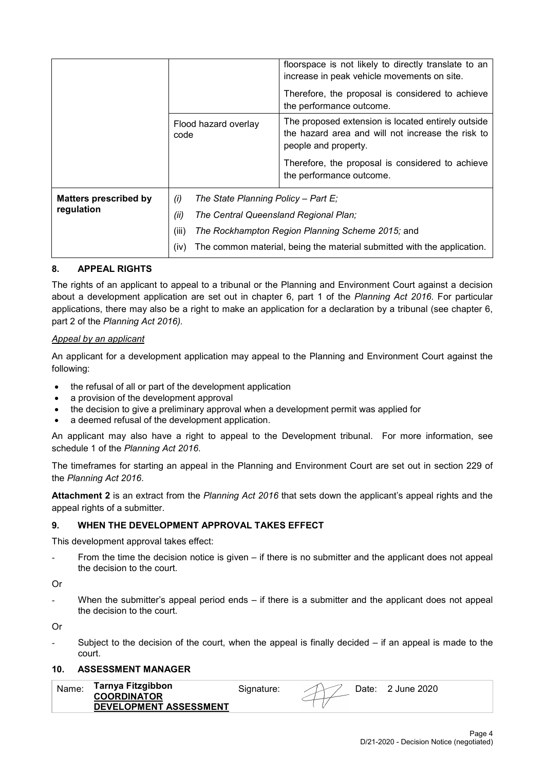| | | |
|---|---|---|
| | | floorspace is not likely to directly translate to an increase in peak vehicle movements on site.<br><br>Therefore, the proposal is considered to achieve the performance outcome. |
| | Flood hazard overlay code | The proposed extension is located entirely outside the hazard area and will not increase the risk to people and property.<br><br>Therefore, the proposal is considered to achieve the performance outcome. |
| **Matters prescribed by regulation** | (i) *The State Planning Policy – Part E;*<br>(ii) *The Central Queensland Regional Plan;*<br>(iii) *The Rockhampton Region Planning Scheme 2015;* and<br>(iv) The common material, being the material submitted with the application. | |

## 8. APPEAL RIGHTS

The rights of an applicant to appeal to a tribunal or the Planning and Environment Court against a decision about a development application are set out in chapter 6, part 1 of the *Planning Act 2016*. For particular applications, there may also be a right to make an application for a declaration by a tribunal (see chapter 6, part 2 of the *Planning Act 2016).*

*Appeal by an applicant*

An applicant for a development application may appeal to the Planning and Environment Court against the following:

- the refusal of all or part of the development application
- a provision of the development approval
- the decision to give a preliminary approval when a development permit was applied for
- a deemed refusal of the development application.

An applicant may also have a right to appeal to the Development tribunal. For more information, see schedule 1 of the *Planning Act 2016*.

The timeframes for starting an appeal in the Planning and Environment Court are set out in section 229 of the *Planning Act 2016*.

**Attachment 2** is an extract from the *Planning Act 2016* that sets down the applicant's appeal rights and the appeal rights of a submitter.

## 9. WHEN THE DEVELOPMENT APPROVAL TAKES EFFECT

This development approval takes effect:

- From the time the decision notice is given – if there is no submitter and the applicant does not appeal the decision to the court.

Or

- When the submitter's appeal period ends – if there is a submitter and the applicant does not appeal the decision to the court.

Or

- Subject to the decision of the court, when the appeal is finally decided – if an appeal is made to the court.

## 10. ASSESSMENT MANAGER

| Name: | **Tarnya Fitzgibbon**<br>**COORDINATOR**<br>**DEVELOPMENT ASSESSMENT** | Signature: | | Date: | 2 June 2020 |
|---|---|---|---|---|---|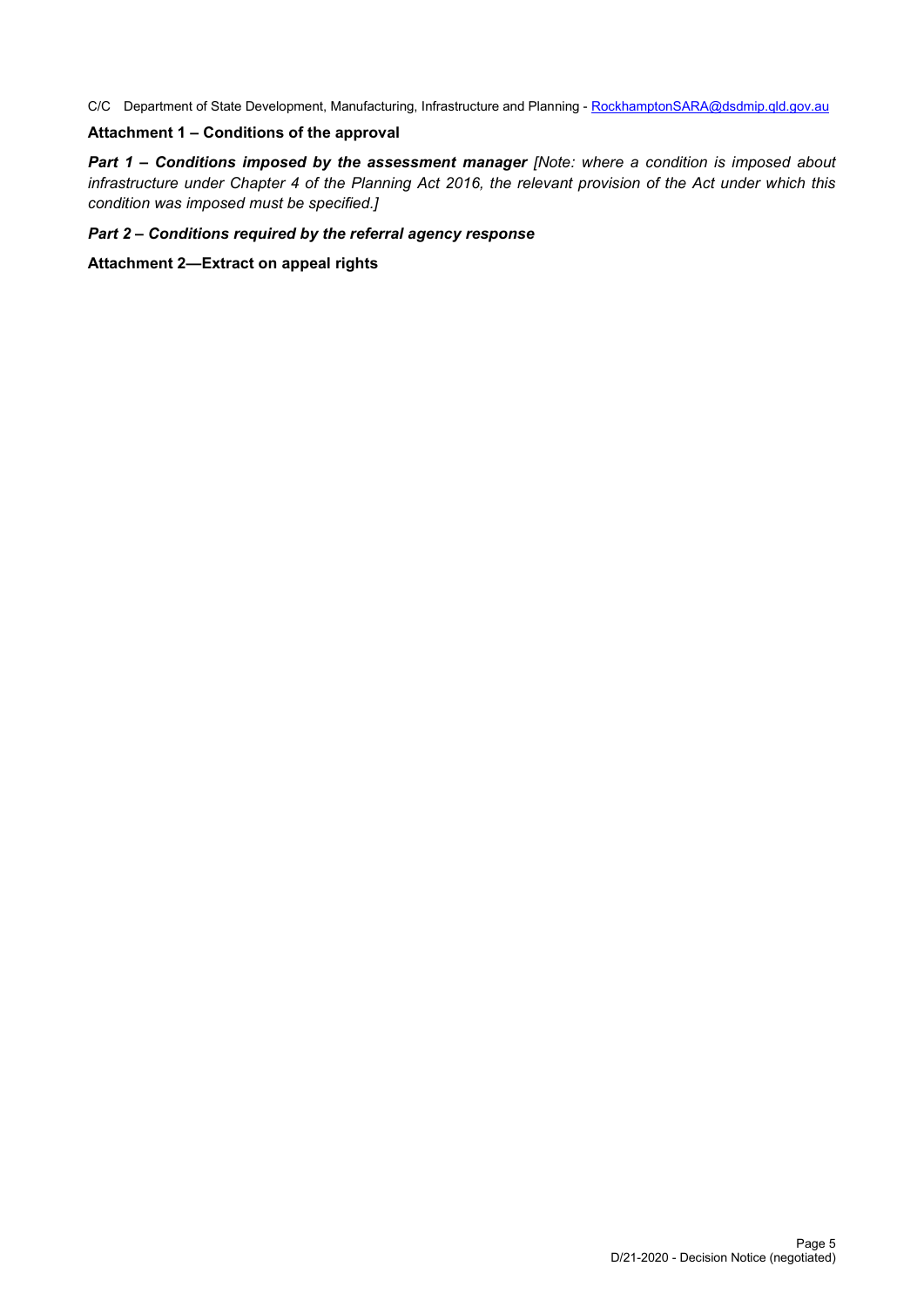C/C Department of State Development, Manufacturing, Infrastructure and Planning - RockhamptonSARA@dsdmip.qld.gov.au

**Attachment 1 – Conditions of the approval**

***Part 1 – Conditions imposed by the assessment manager*** *[Note: where a condition is imposed about infrastructure under Chapter 4 of the Planning Act 2016, the relevant provision of the Act under which this condition was imposed must be specified.]*

***Part 2 – Conditions required by the referral agency response***

**Attachment 2—Extract on appeal rights**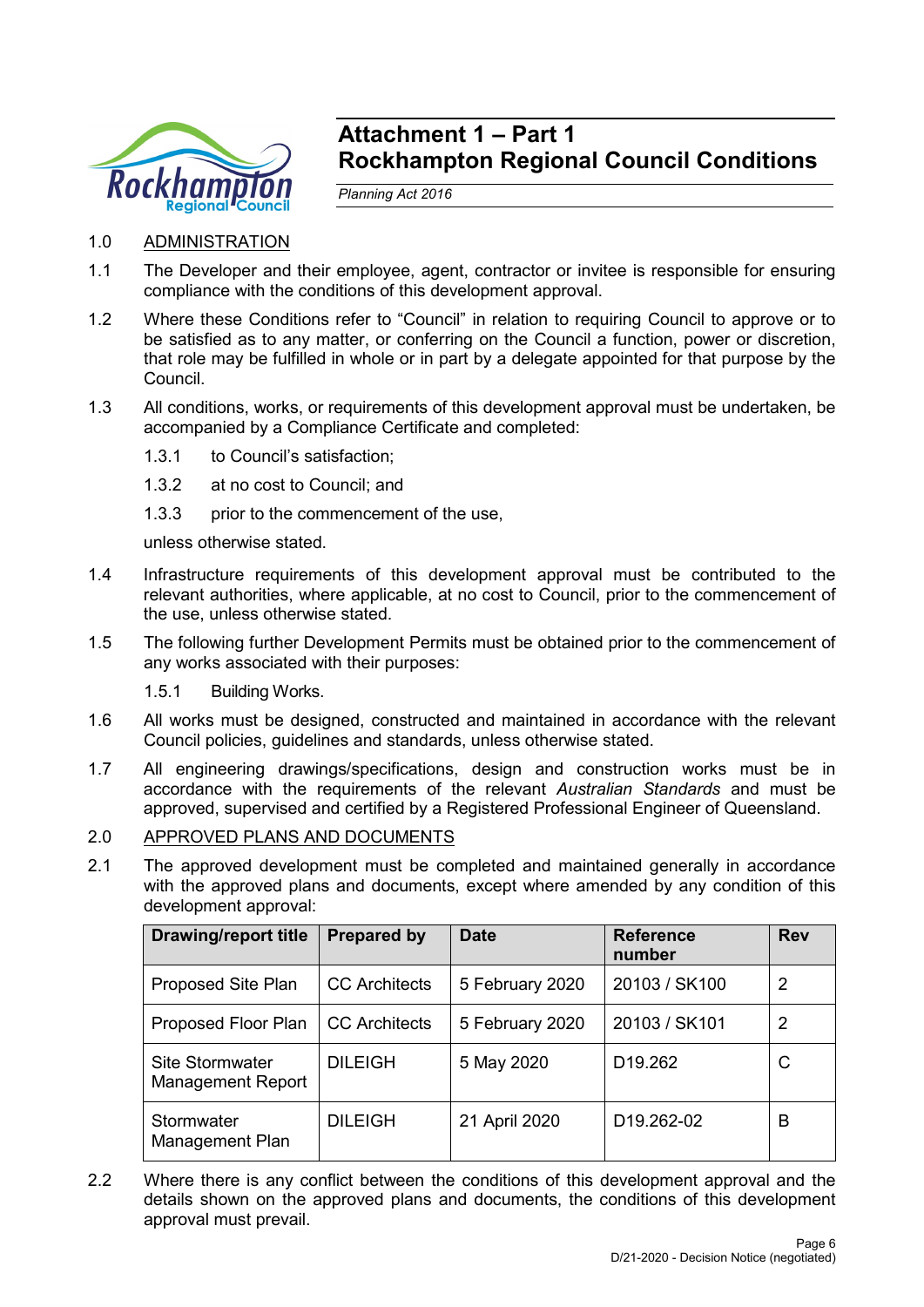# Attachment 1 – Part 1
# Rockhampton Regional Council Conditions

*Planning Act 2016*

1.0 ADMINISTRATION

1.1 The Developer and their employee, agent, contractor or invitee is responsible for ensuring compliance with the conditions of this development approval.

1.2 Where these Conditions refer to "Council" in relation to requiring Council to approve or to be satisfied as to any matter, or conferring on the Council a function, power or discretion, that role may be fulfilled in whole or in part by a delegate appointed for that purpose by the Council.

1.3 All conditions, works, or requirements of this development approval must be undertaken, be accompanied by a Compliance Certificate and completed:

1.3.1 to Council's satisfaction;

1.3.2 at no cost to Council; and

1.3.3 prior to the commencement of the use,

unless otherwise stated.

1.4 Infrastructure requirements of this development approval must be contributed to the relevant authorities, where applicable, at no cost to Council, prior to the commencement of the use, unless otherwise stated.

1.5 The following further Development Permits must be obtained prior to the commencement of any works associated with their purposes:

1.5.1 Building Works.

1.6 All works must be designed, constructed and maintained in accordance with the relevant Council policies, guidelines and standards, unless otherwise stated.

1.7 All engineering drawings/specifications, design and construction works must be in accordance with the requirements of the relevant *Australian Standards* and must be approved, supervised and certified by a Registered Professional Engineer of Queensland.

2.0 APPROVED PLANS AND DOCUMENTS

2.1 The approved development must be completed and maintained generally in accordance with the approved plans and documents, except where amended by any condition of this development approval:

| Drawing/report title | Prepared by | Date | Reference number | Rev |
|---|---|---|---|---|
| Proposed Site Plan | CC Architects | 5 February 2020 | 20103 / SK100 | 2 |
| Proposed Floor Plan | CC Architects | 5 February 2020 | 20103 / SK101 | 2 |
| Site Stormwater Management Report | DILEIGH | 5 May 2020 | D19.262 | C |
| Stormwater Management Plan | DILEIGH | 21 April 2020 | D19.262-02 | B |

2.2 Where there is any conflict between the conditions of this development approval and the details shown on the approved plans and documents, the conditions of this development approval must prevail.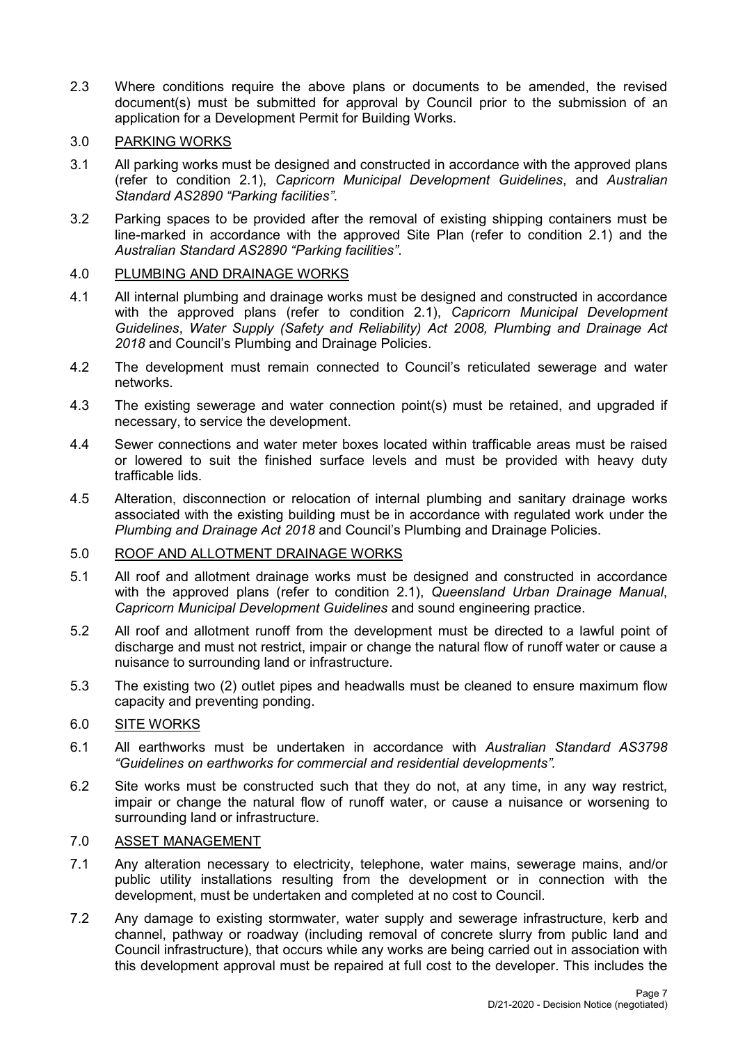2.3 Where conditions require the above plans or documents to be amended, the revised document(s) must be submitted for approval by Council prior to the submission of an application for a Development Permit for Building Works.

3.0 PARKING WORKS

3.1 All parking works must be designed and constructed in accordance with the approved plans (refer to condition 2.1), *Capricorn Municipal Development Guidelines*, and *Australian Standard AS2890 "Parking facilities"*.

3.2 Parking spaces to be provided after the removal of existing shipping containers must be line-marked in accordance with the approved Site Plan (refer to condition 2.1) and the *Australian Standard AS2890 "Parking facilities"*.

4.0 PLUMBING AND DRAINAGE WORKS

4.1 All internal plumbing and drainage works must be designed and constructed in accordance with the approved plans (refer to condition 2.1), *Capricorn Municipal Development Guidelines*, *Water Supply (Safety and Reliability) Act 2008, Plumbing and Drainage Act 2018* and Council's Plumbing and Drainage Policies.

4.2 The development must remain connected to Council's reticulated sewerage and water networks.

4.3 The existing sewerage and water connection point(s) must be retained, and upgraded if necessary, to service the development.

4.4 Sewer connections and water meter boxes located within trafficable areas must be raised or lowered to suit the finished surface levels and must be provided with heavy duty trafficable lids.

4.5 Alteration, disconnection or relocation of internal plumbing and sanitary drainage works associated with the existing building must be in accordance with regulated work under the *Plumbing and Drainage Act 2018* and Council's Plumbing and Drainage Policies.

5.0 ROOF AND ALLOTMENT DRAINAGE WORKS

5.1 All roof and allotment drainage works must be designed and constructed in accordance with the approved plans (refer to condition 2.1), *Queensland Urban Drainage Manual*, *Capricorn Municipal Development Guidelines* and sound engineering practice.

5.2 All roof and allotment runoff from the development must be directed to a lawful point of discharge and must not restrict, impair or change the natural flow of runoff water or cause a nuisance to surrounding land or infrastructure.

5.3 The existing two (2) outlet pipes and headwalls must be cleaned to ensure maximum flow capacity and preventing ponding.

6.0 SITE WORKS

6.1 All earthworks must be undertaken in accordance with *Australian Standard AS3798 "Guidelines on earthworks for commercial and residential developments"*.

6.2 Site works must be constructed such that they do not, at any time, in any way restrict, impair or change the natural flow of runoff water, or cause a nuisance or worsening to surrounding land or infrastructure.

7.0 ASSET MANAGEMENT

7.1 Any alteration necessary to electricity, telephone, water mains, sewerage mains, and/or public utility installations resulting from the development or in connection with the development, must be undertaken and completed at no cost to Council.

7.2 Any damage to existing stormwater, water supply and sewerage infrastructure, kerb and channel, pathway or roadway (including removal of concrete slurry from public land and Council infrastructure), that occurs while any works are being carried out in association with this development approval must be repaired at full cost to the developer. This includes the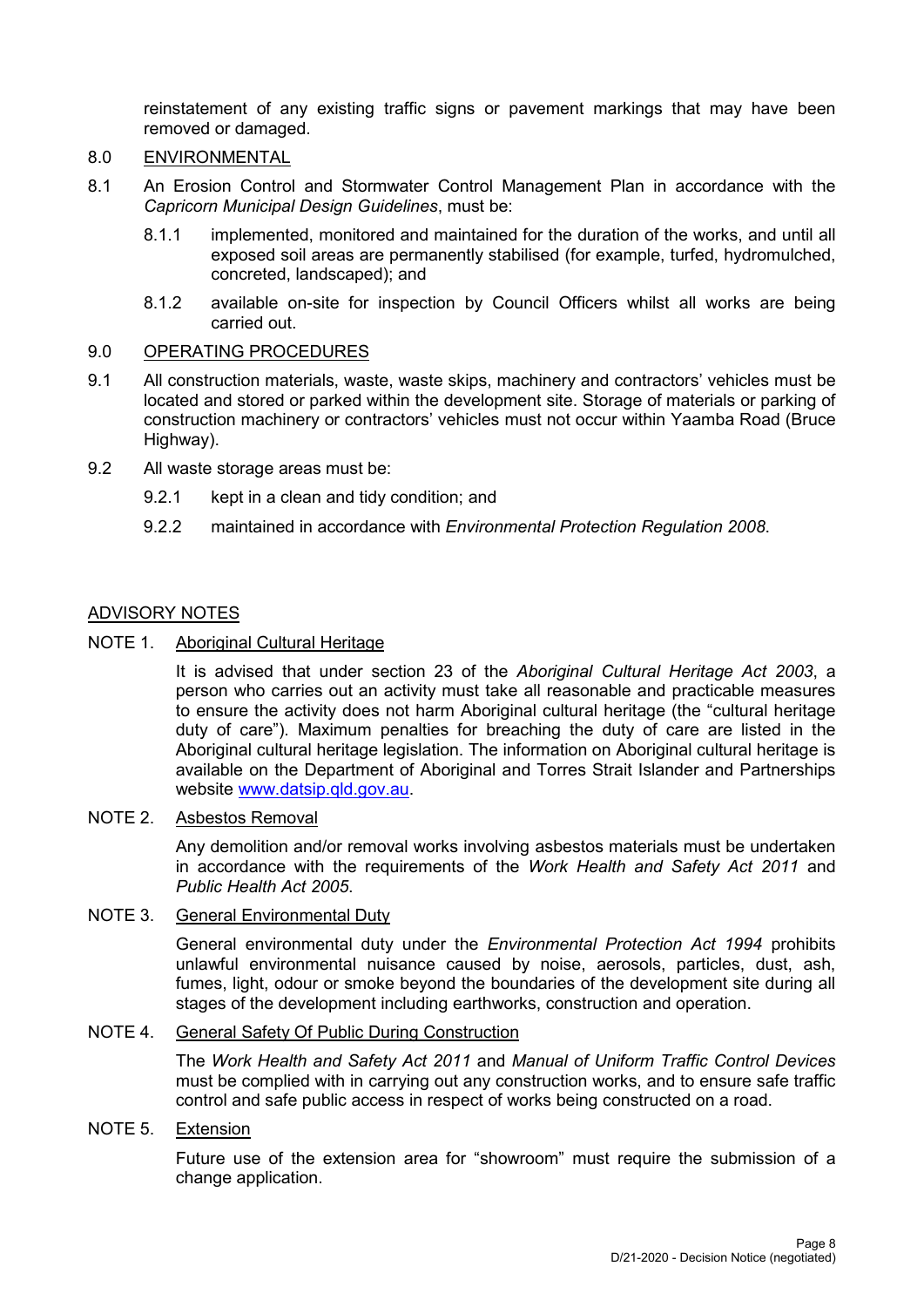reinstatement of any existing traffic signs or pavement markings that may have been removed or damaged.

8.0 ENVIRONMENTAL

8.1 An Erosion Control and Stormwater Control Management Plan in accordance with the *Capricorn Municipal Design Guidelines*, must be:

8.1.1 implemented, monitored and maintained for the duration of the works, and until all exposed soil areas are permanently stabilised (for example, turfed, hydromulched, concreted, landscaped); and

8.1.2 available on-site for inspection by Council Officers whilst all works are being carried out.

9.0 OPERATING PROCEDURES

9.1 All construction materials, waste, waste skips, machinery and contractors' vehicles must be located and stored or parked within the development site. Storage of materials or parking of construction machinery or contractors' vehicles must not occur within Yaamba Road (Bruce Highway).

9.2 All waste storage areas must be:

9.2.1 kept in a clean and tidy condition; and

9.2.2 maintained in accordance with *Environmental Protection Regulation 2008*.

ADVISORY NOTES

NOTE 1. Aboriginal Cultural Heritage

It is advised that under section 23 of the *Aboriginal Cultural Heritage Act 2003*, a person who carries out an activity must take all reasonable and practicable measures to ensure the activity does not harm Aboriginal cultural heritage (the "cultural heritage duty of care"). Maximum penalties for breaching the duty of care are listed in the Aboriginal cultural heritage legislation. The information on Aboriginal cultural heritage is available on the Department of Aboriginal and Torres Strait Islander and Partnerships website www.datsip.qld.gov.au.

NOTE 2. Asbestos Removal

Any demolition and/or removal works involving asbestos materials must be undertaken in accordance with the requirements of the *Work Health and Safety Act 2011* and *Public Health Act 2005*.

NOTE 3. General Environmental Duty

General environmental duty under the *Environmental Protection Act 1994* prohibits unlawful environmental nuisance caused by noise, aerosols, particles, dust, ash, fumes, light, odour or smoke beyond the boundaries of the development site during all stages of the development including earthworks, construction and operation.

NOTE 4. General Safety Of Public During Construction

The *Work Health and Safety Act 2011* and *Manual of Uniform Traffic Control Devices* must be complied with in carrying out any construction works, and to ensure safe traffic control and safe public access in respect of works being constructed on a road.

NOTE 5. Extension

Future use of the extension area for "showroom" must require the submission of a change application.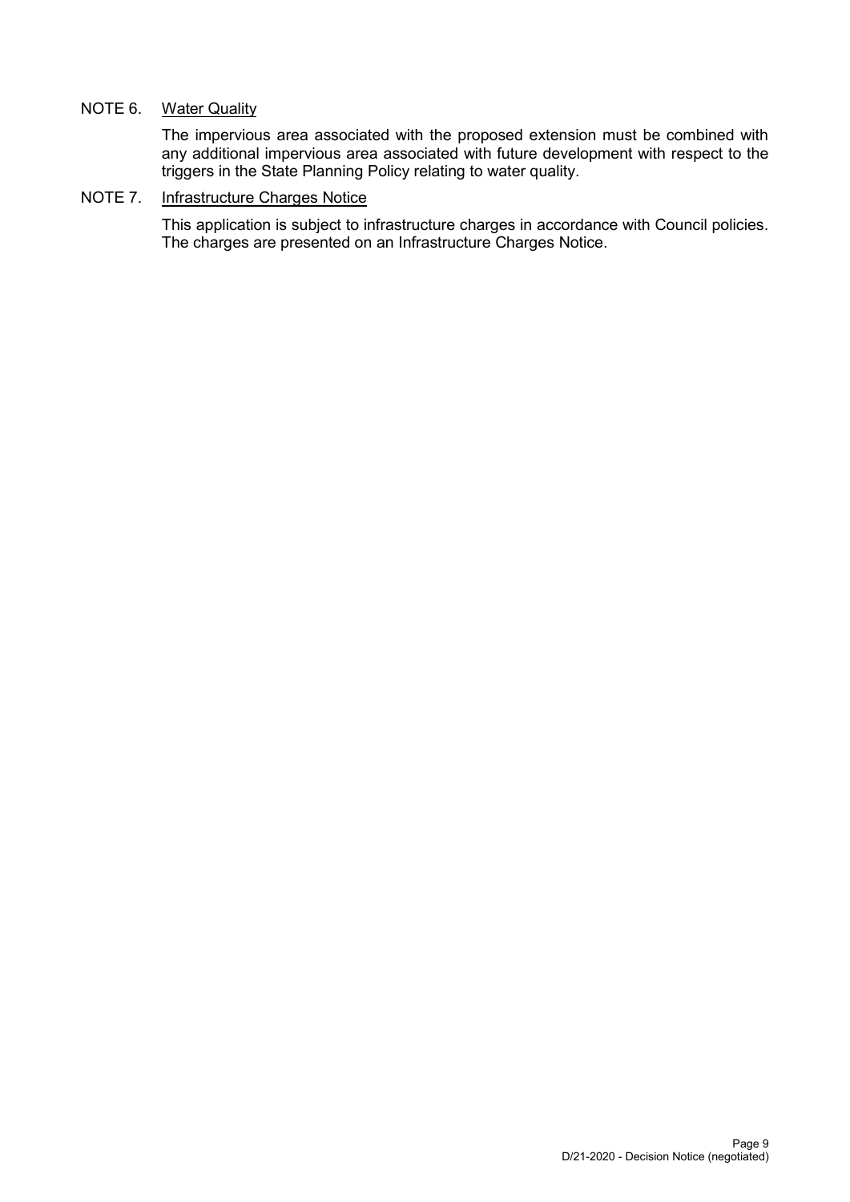NOTE 6. Water Quality

The impervious area associated with the proposed extension must be combined with any additional impervious area associated with future development with respect to the triggers in the State Planning Policy relating to water quality.

NOTE 7. Infrastructure Charges Notice

This application is subject to infrastructure charges in accordance with Council policies. The charges are presented on an Infrastructure Charges Notice.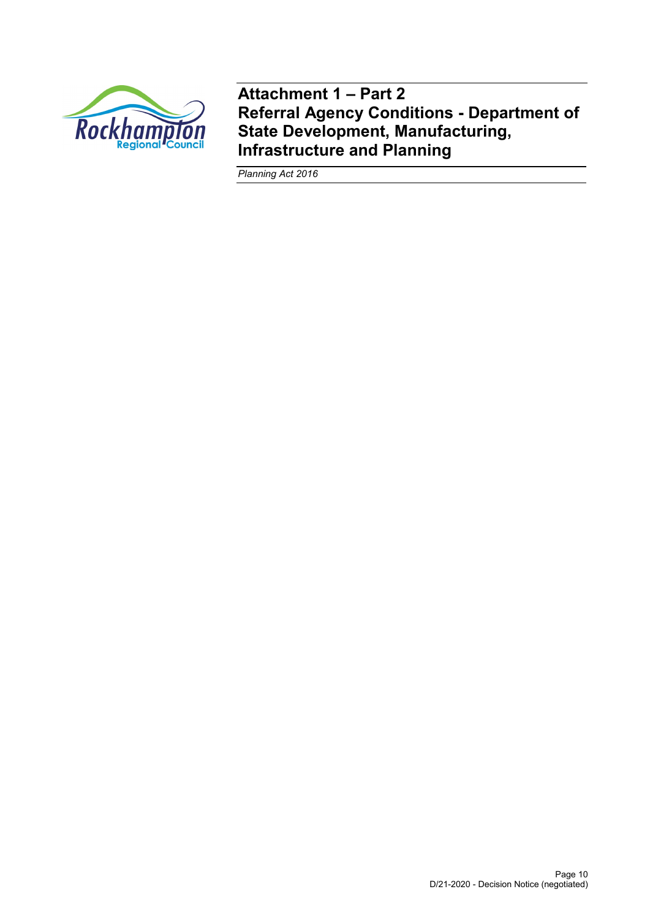# Attachment 1 – Part 2
# Referral Agency Conditions - Department of State Development, Manufacturing, Infrastructure and Planning

*Planning Act 2016*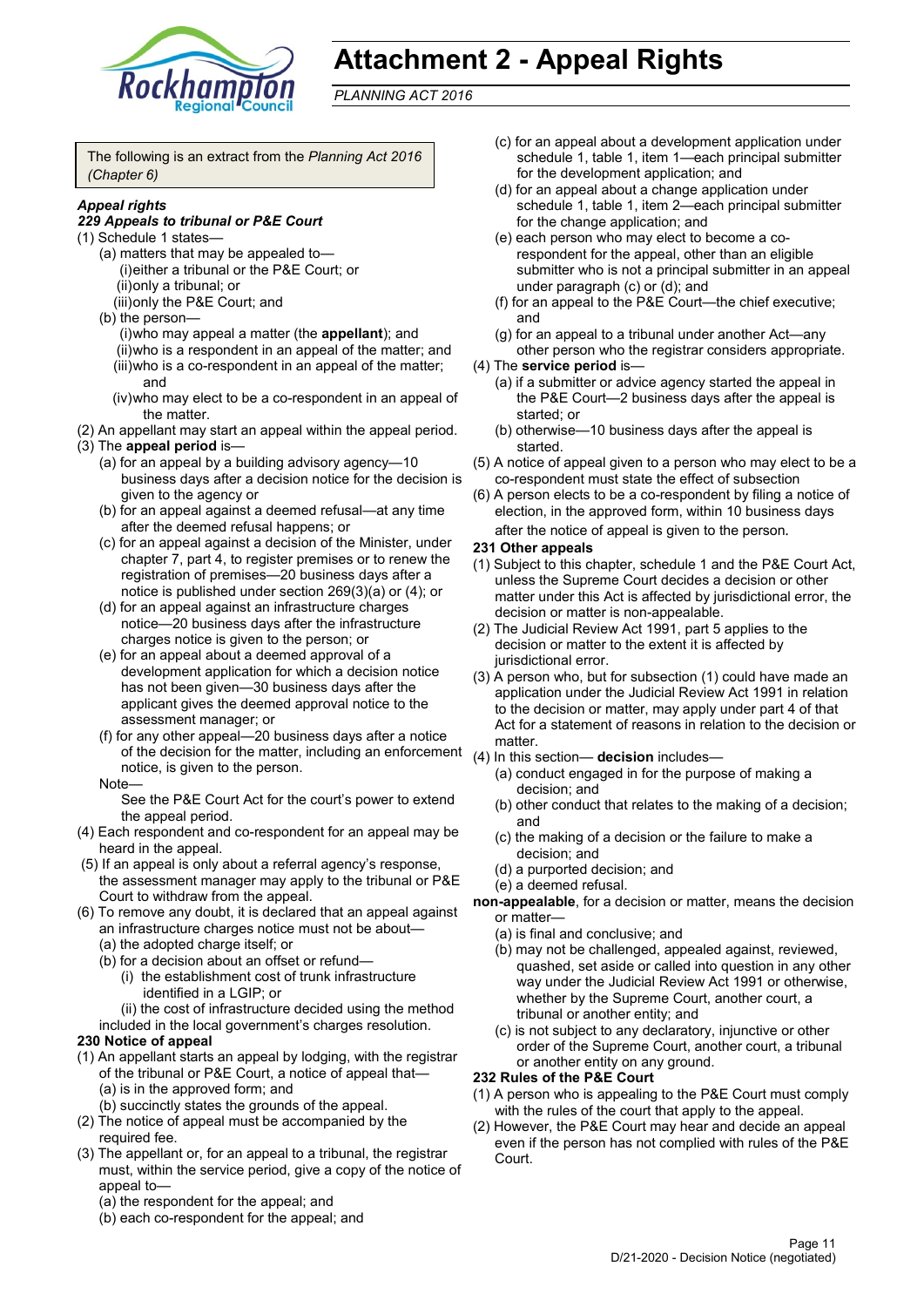# Attachment 2 - Appeal Rights

*PLANNING ACT 2016*

The following is an extract from the *Planning Act 2016 (Chapter 6)*

***Appeal rights***

***229 Appeals to tribunal or P&E Court***

(1) Schedule 1 states—

- (a) matters that may be appealed to—
  - (i) either a tribunal or the P&E Court; or
  - (ii) only a tribunal; or
  - (iii) only the P&E Court; and
- (b) the person—
  - (i) who may appeal a matter (the **appellant**); and
  - (ii) who is a respondent in an appeal of the matter; and
  - (iii) who is a co-respondent in an appeal of the matter; and
  - (iv) who may elect to be a co-respondent in an appeal of the matter.

(2) An appellant may start an appeal within the appeal period.

(3) The **appeal period** is—

- (a) for an appeal by a building advisory agency—10 business days after a decision notice for the decision is given to the agency or
- (b) for an appeal against a deemed refusal—at any time after the deemed refusal happens; or
- (c) for an appeal against a decision of the Minister, under chapter 7, part 4, to register premises or to renew the registration of premises—20 business days after a notice is published under section 269(3)(a) or (4); or
- (d) for an appeal against an infrastructure charges notice—20 business days after the infrastructure charges notice is given to the person; or
- (e) for an appeal about a deemed approval of a development application for which a decision notice has not been given—30 business days after the applicant gives the deemed approval notice to the assessment manager; or
- (f) for any other appeal—20 business days after a notice of the decision for the matter, including an enforcement notice, is given to the person.

Note—

See the P&E Court Act for the court's power to extend the appeal period.

(4) Each respondent and co-respondent for an appeal may be heard in the appeal.

(5) If an appeal is only about a referral agency's response, the assessment manager may apply to the tribunal or P&E Court to withdraw from the appeal.

(6) To remove any doubt, it is declared that an appeal against an infrastructure charges notice must not be about—

- (a) the adopted charge itself; or
- (b) for a decision about an offset or refund—
  - (i) the establishment cost of trunk infrastructure identified in a LGIP; or
  - (ii) the cost of infrastructure decided using the method included in the local government's charges resolution.

**230 Notice of appeal**

(1) An appellant starts an appeal by lodging, with the registrar of the tribunal or P&E Court, a notice of appeal that—

- (a) is in the approved form; and
- (b) succinctly states the grounds of the appeal.

(2) The notice of appeal must be accompanied by the required fee.

(3) The appellant or, for an appeal to a tribunal, the registrar must, within the service period, give a copy of the notice of appeal to—

- (a) the respondent for the appeal; and
- (b) each co-respondent for the appeal; and
- (c) for an appeal about a development application under schedule 1, table 1, item 1—each principal submitter for the development application; and
- (d) for an appeal about a change application under schedule 1, table 1, item 2—each principal submitter for the change application; and
- (e) each person who may elect to become a co-respondent for the appeal, other than an eligible submitter who is not a principal submitter in an appeal under paragraph (c) or (d); and
- (f) for an appeal to the P&E Court—the chief executive; and
- (g) for an appeal to a tribunal under another Act—any other person who the registrar considers appropriate.

(4) The **service period** is—

- (a) if a submitter or advice agency started the appeal in the P&E Court—2 business days after the appeal is started; or
- (b) otherwise—10 business days after the appeal is started.

(5) A notice of appeal given to a person who may elect to be a co-respondent must state the effect of subsection

(6) A person elects to be a co-respondent by filing a notice of election, in the approved form, within 10 business days after the notice of appeal is given to the person.

**231 Other appeals**

(1) Subject to this chapter, schedule 1 and the P&E Court Act, unless the Supreme Court decides a decision or other matter under this Act is affected by jurisdictional error, the decision or matter is non-appealable.

(2) The Judicial Review Act 1991, part 5 applies to the decision or matter to the extent it is affected by jurisdictional error.

(3) A person who, but for subsection (1) could have made an application under the Judicial Review Act 1991 in relation to the decision or matter, may apply under part 4 of that Act for a statement of reasons in relation to the decision or matter.

(4) In this section— **decision** includes—

- (a) conduct engaged in for the purpose of making a decision; and
- (b) other conduct that relates to the making of a decision; and
- (c) the making of a decision or the failure to make a decision; and
- (d) a purported decision; and
- (e) a deemed refusal.

**non-appealable**, for a decision or matter, means the decision or matter—

- (a) is final and conclusive; and
- (b) may not be challenged, appealed against, reviewed, quashed, set aside or called into question in any other way under the Judicial Review Act 1991 or otherwise, whether by the Supreme Court, another court, a tribunal or another entity; and
- (c) is not subject to any declaratory, injunctive or other order of the Supreme Court, another court, a tribunal or another entity on any ground.

**232 Rules of the P&E Court**

(1) A person who is appealing to the P&E Court must comply with the rules of the court that apply to the appeal.

(2) However, the P&E Court may hear and decide an appeal even if the person has not complied with rules of the P&E Court.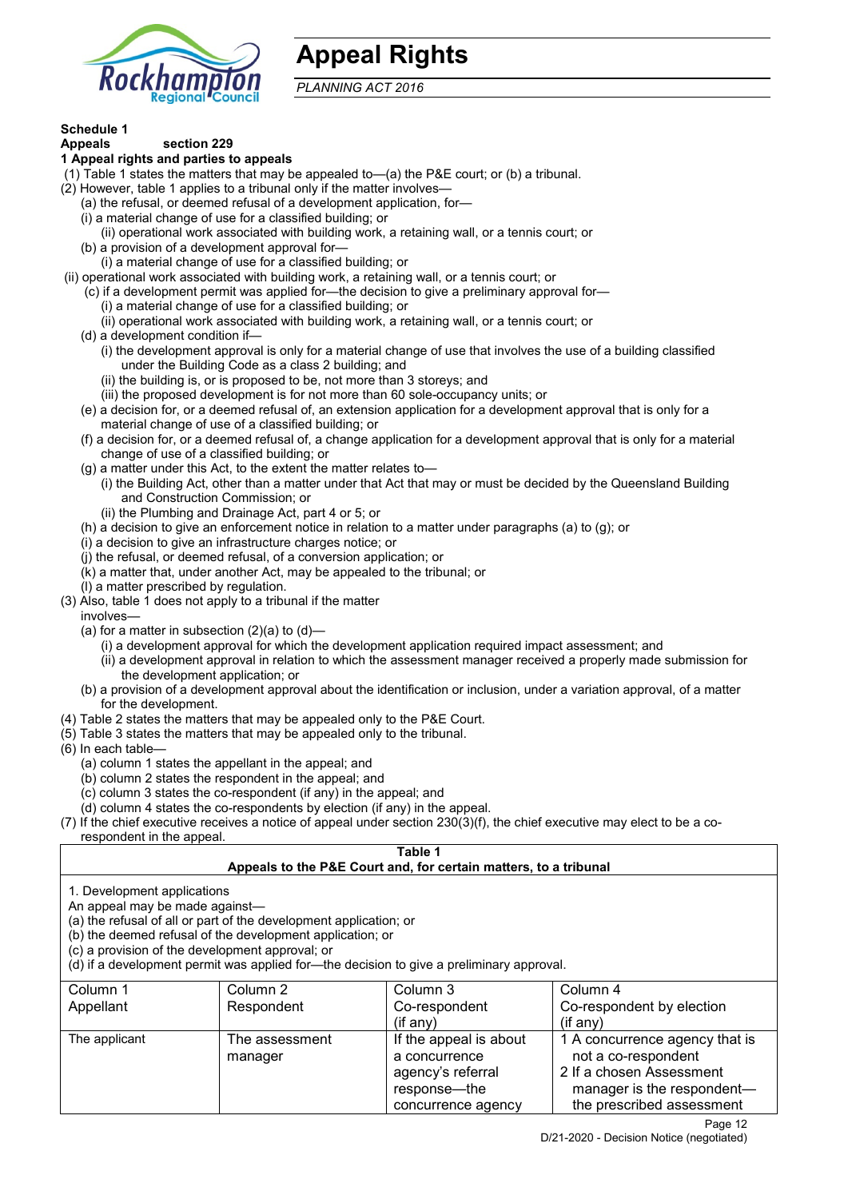# Appeal Rights

*PLANNING ACT 2016*

**Schedule 1**
**Appeals** section 229

**1 Appeal rights and parties to appeals**

(1) Table 1 states the matters that may be appealed to—(a) the P&E court; or (b) a tribunal.

(2) However, table 1 applies to a tribunal only if the matter involves—

(a) the refusal, or deemed refusal of a development application, for—

(i) a material change of use for a classified building; or

(ii) operational work associated with building work, a retaining wall, or a tennis court; or

(b) a provision of a development approval for—

(i) a material change of use for a classified building; or

(ii) operational work associated with building work, a retaining wall, or a tennis court; or

(c) if a development permit was applied for—the decision to give a preliminary approval for—

(i) a material change of use for a classified building; or

(ii) operational work associated with building work, a retaining wall, or a tennis court; or

(d) a development condition if—

(i) the development approval is only for a material change of use that involves the use of a building classified under the Building Code as a class 2 building; and

(ii) the building is, or is proposed to be, not more than 3 storeys; and

(iii) the proposed development is for not more than 60 sole-occupancy units; or

(e) a decision for, or a deemed refusal of, an extension application for a development approval that is only for a material change of use of a classified building; or

(f) a decision for, or a deemed refusal of, a change application for a development approval that is only for a material change of use of a classified building; or

(g) a matter under this Act, to the extent the matter relates to—

(i) the Building Act, other than a matter under that Act that may or must be decided by the Queensland Building and Construction Commission; or

(ii) the Plumbing and Drainage Act, part 4 or 5; or

(h) a decision to give an enforcement notice in relation to a matter under paragraphs (a) to (g); or

(i) a decision to give an infrastructure charges notice; or

(j) the refusal, or deemed refusal, of a conversion application; or

(k) a matter that, under another Act, may be appealed to the tribunal; or

(l) a matter prescribed by regulation.

(3) Also, table 1 does not apply to a tribunal if the matter involves—

(a) for a matter in subsection (2)(a) to (d)—

(i) a development approval for which the development application required impact assessment; and

(ii) a development approval in relation to which the assessment manager received a properly made submission for the development application; or

(b) a provision of a development approval about the identification or inclusion, under a variation approval, of a matter for the development.

(4) Table 2 states the matters that may be appealed only to the P&E Court.

(5) Table 3 states the matters that may be appealed only to the tribunal.

(6) In each table—

(a) column 1 states the appellant in the appeal; and

(b) column 2 states the respondent in the appeal; and

(c) column 3 states the co-respondent (if any) in the appeal; and

(d) column 4 states the co-respondents by election (if any) in the appeal.

(7) If the chief executive receives a notice of appeal under section 230(3)(f), the chief executive may elect to be a co-respondent in the appeal.

**Table 1**
**Appeals to the P&E Court and, for certain matters, to a tribunal**

1. Development applications

An appeal may be made against—

(a) the refusal of all or part of the development application; or

(b) the deemed refusal of the development application; or

(c) a provision of the development approval; or

(d) if a development permit was applied for—the decision to give a preliminary approval.

| Column 1<br>Appellant | Column 2<br>Respondent | Column 3<br>Co-respondent<br>(if any) | Column 4<br>Co-respondent by election<br>(if any) |
|---|---|---|---|
| The applicant | The assessment manager | If the appeal is about a concurrence agency's referral response—the concurrence agency | 1 A concurrence agency that is not a co-respondent<br>2 If a chosen Assessment manager is the respondent—the prescribed assessment |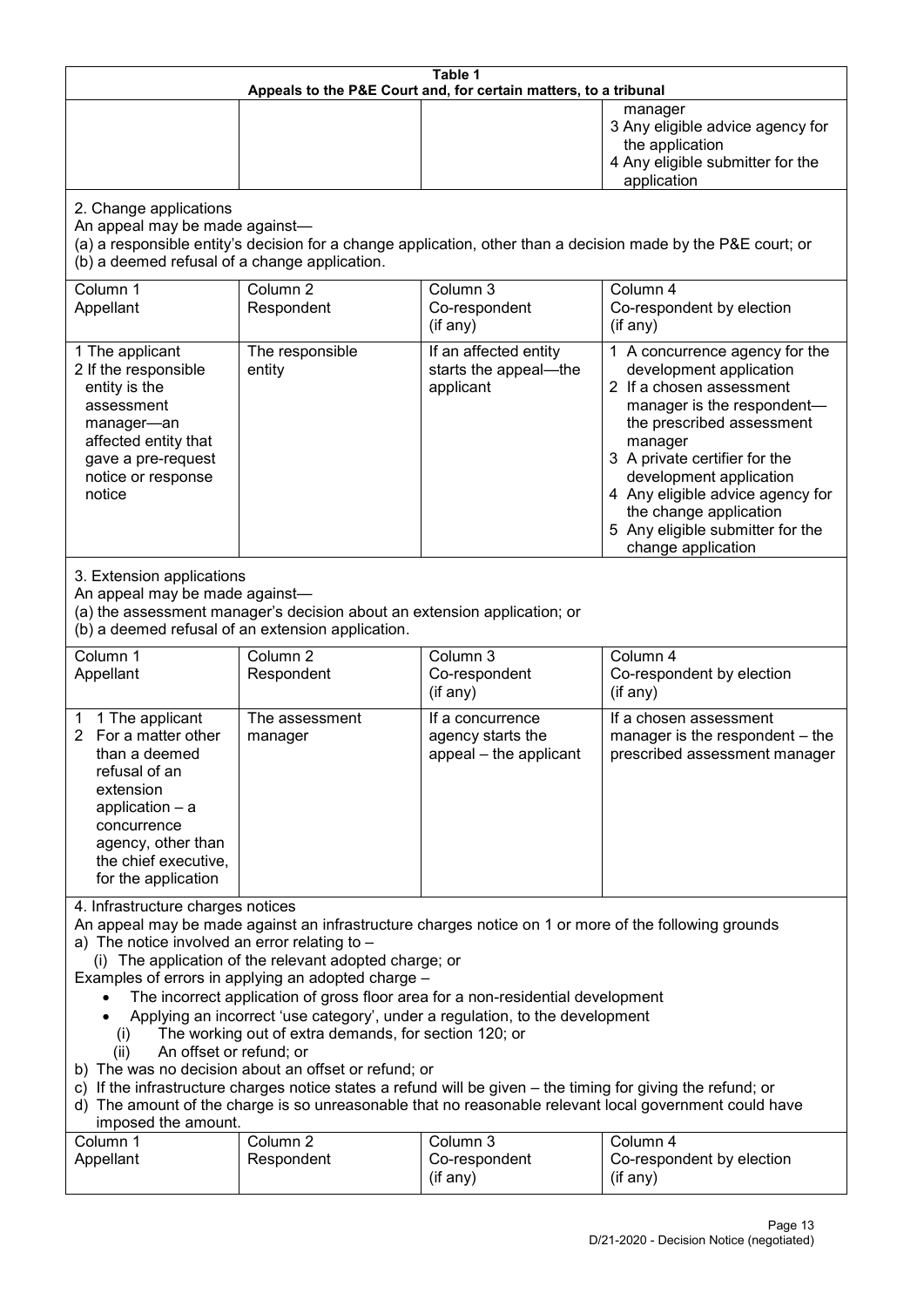**Table 1**
**Appeals to the P&E Court and, for certain matters, to a tribunal**

| | | | |
|---|---|---|---|
| | | | manager<br>3 Any eligible advice agency for the application<br>4 Any eligible submitter for the application |

2. Change applications
An appeal may be made against—
(a) a responsible entity's decision for a change application, other than a decision made by the P&E court; or
(b) a deemed refusal of a change application.

| Column 1<br>Appellant | Column 2<br>Respondent | Column 3<br>Co-respondent<br>(if any) | Column 4<br>Co-respondent by election<br>(if any) |
|---|---|---|---|
| 1 The applicant<br>2 If the responsible entity is the assessment manager—an affected entity that gave a pre-request notice or response notice | The responsible entity | If an affected entity starts the appeal—the applicant | 1 A concurrence agency for the development application<br>2 If a chosen assessment manager is the respondent—the prescribed assessment manager<br>3 A private certifier for the development application<br>4 Any eligible advice agency for the change application<br>5 Any eligible submitter for the change application |

3. Extension applications
An appeal may be made against—
(a) the assessment manager's decision about an extension application; or
(b) a deemed refusal of an extension application.

| Column 1<br>Appellant | Column 2<br>Respondent | Column 3<br>Co-respondent<br>(if any) | Column 4<br>Co-respondent by election<br>(if any) |
|---|---|---|---|
| 1 1 The applicant<br>2 For a matter other than a deemed refusal of an extension application – a concurrence agency, other than the chief executive, for the application | The assessment manager | If a concurrence agency starts the appeal – the applicant | If a chosen assessment manager is the respondent – the prescribed assessment manager |

4. Infrastructure charges notices
An appeal may be made against an infrastructure charges notice on 1 or more of the following grounds
a) The notice involved an error relating to –
(i) The application of the relevant adopted charge; or
Examples of errors in applying an adopted charge –
- The incorrect application of gross floor area for a non-residential development
- Applying an incorrect 'use category', under a regulation, to the development
(i) The working out of extra demands, for section 120; or
(ii) An offset or refund; or
b) The was no decision about an offset or refund; or
c) If the infrastructure charges notice states a refund will be given – the timing for giving the refund; or
d) The amount of the charge is so unreasonable that no reasonable relevant local government could have imposed the amount.

| Column 1<br>Appellant | Column 2<br>Respondent | Column 3<br>Co-respondent<br>(if any) | Column 4<br>Co-respondent by election<br>(if any) |
|---|---|---|---|

D/21-2020 - Decision Notice (negotiated)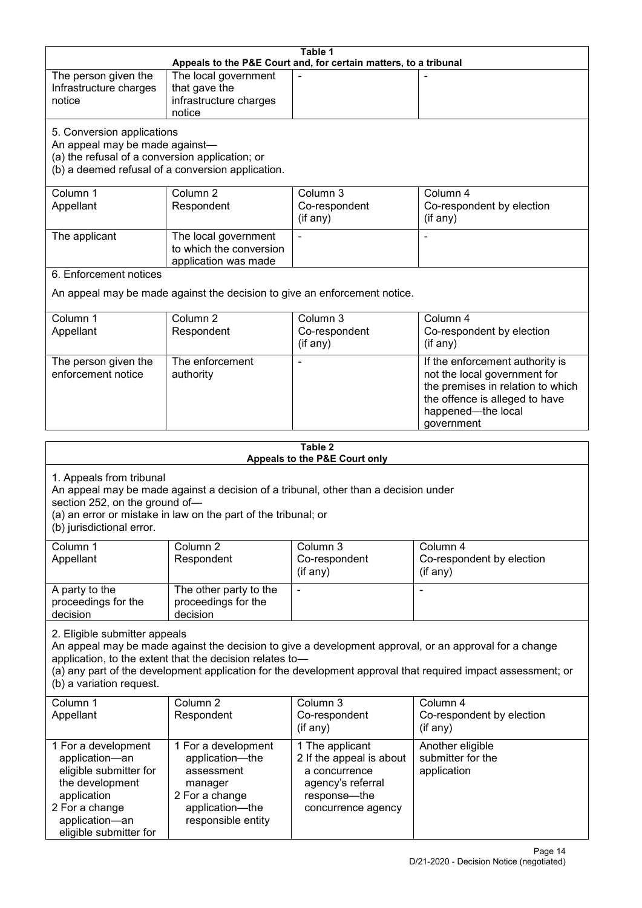**Table 1**
**Appeals to the P&E Court and, for certain matters, to a tribunal**

| | | | |
|---|---|---|---|
| The person given the Infrastructure charges notice | The local government that gave the infrastructure charges notice | - | - |

5. Conversion applications
An appeal may be made against—
(a) the refusal of a conversion application; or
(b) a deemed refusal of a conversion application.

| Column 1<br>Appellant | Column 2<br>Respondent | Column 3<br>Co-respondent<br>(if any) | Column 4<br>Co-respondent by election<br>(if any) |
|---|---|---|---|
| The applicant | The local government to which the conversion application was made | - | - |

6. Enforcement notices

An appeal may be made against the decision to give an enforcement notice.

| Column 1<br>Appellant | Column 2<br>Respondent | Column 3<br>Co-respondent<br>(if any) | Column 4<br>Co-respondent by election<br>(if any) |
|---|---|---|---|
| The person given the enforcement notice | The enforcement authority | - | If the enforcement authority is not the local government for the premises in relation to which the offence is alleged to have happened—the local government |

**Table 2**
**Appeals to the P&E Court only**

1. Appeals from tribunal
An appeal may be made against a decision of a tribunal, other than a decision under section 252, on the ground of—
(a) an error or mistake in law on the part of the tribunal; or
(b) jurisdictional error.

| Column 1<br>Appellant | Column 2<br>Respondent | Column 3<br>Co-respondent<br>(if any) | Column 4<br>Co-respondent by election<br>(if any) |
|---|---|---|---|
| A party to the proceedings for the decision | The other party to the proceedings for the decision | - | - |

2. Eligible submitter appeals
An appeal may be made against the decision to give a development approval, or an approval for a change application, to the extent that the decision relates to—
(a) any part of the development application for the development approval that required impact assessment; or
(b) a variation request.

| Column 1<br>Appellant | Column 2<br>Respondent | Column 3<br>Co-respondent<br>(if any) | Column 4<br>Co-respondent by election<br>(if any) |
|---|---|---|---|
| 1 For a development application—an eligible submitter for the development application<br>2 For a change application—an eligible submitter for | 1 For a development application—the assessment manager<br>2 For a change application—the responsible entity | 1 The applicant<br>2 If the appeal is about a concurrence agency's referral response—the concurrence agency | Another eligible submitter for the application |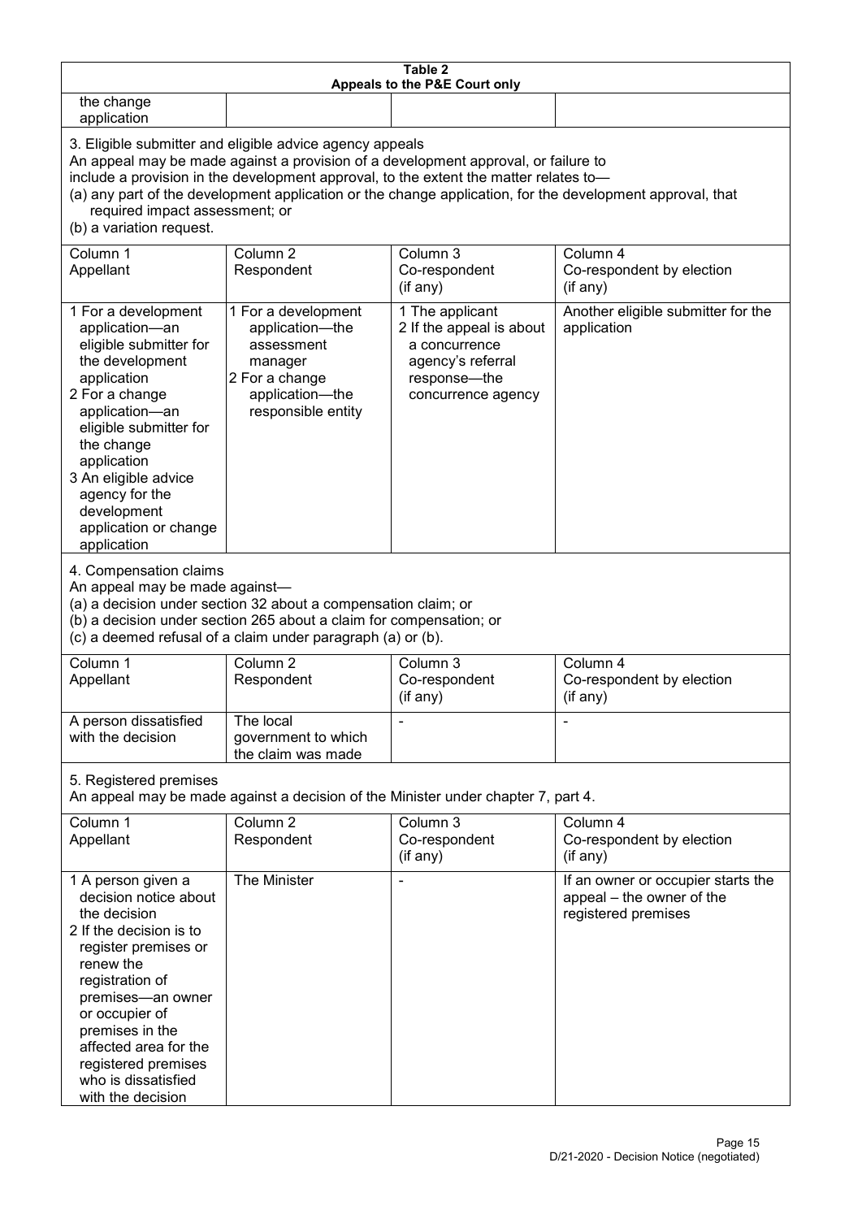**Table 2**
**Appeals to the P&E Court only**

| | | | |
|---|---|---|---|
| the change application | | | |

3. Eligible submitter and eligible advice agency appeals
An appeal may be made against a provision of a development approval, or failure to include a provision in the development approval, to the extent the matter relates to—
(a) any part of the development application or the change application, for the development approval, that required impact assessment; or
(b) a variation request.

| Column 1<br>Appellant | Column 2<br>Respondent | Column 3<br>Co-respondent<br>(if any) | Column 4<br>Co-respondent by election<br>(if any) |
|---|---|---|---|
| 1 For a development application—an eligible submitter for the development application<br>2 For a change application—an eligible submitter for the change application<br>3 An eligible advice agency for the development application or change application | 1 For a development application—the assessment manager<br>2 For a change application—the responsible entity | 1 The applicant<br>2 If the appeal is about a concurrence agency's referral response—the concurrence agency | Another eligible submitter for the application |

4. Compensation claims
An appeal may be made against—
(a) a decision under section 32 about a compensation claim; or
(b) a decision under section 265 about a claim for compensation; or
(c) a deemed refusal of a claim under paragraph (a) or (b).

| Column 1<br>Appellant | Column 2<br>Respondent | Column 3<br>Co-respondent<br>(if any) | Column 4<br>Co-respondent by election<br>(if any) |
|---|---|---|---|
| A person dissatisfied with the decision | The local government to which the claim was made | - | - |

5. Registered premises
An appeal may be made against a decision of the Minister under chapter 7, part 4.

| Column 1<br>Appellant | Column 2<br>Respondent | Column 3<br>Co-respondent<br>(if any) | Column 4<br>Co-respondent by election<br>(if any) |
|---|---|---|---|
| 1 A person given a decision notice about the decision<br>2 If the decision is to register premises or renew the registration of premises—an owner or occupier of premises in the affected area for the registered premises who is dissatisfied with the decision | The Minister | - | If an owner or occupier starts the appeal – the owner of the registered premises |

D/21-2020 - Decision Notice (negotiated)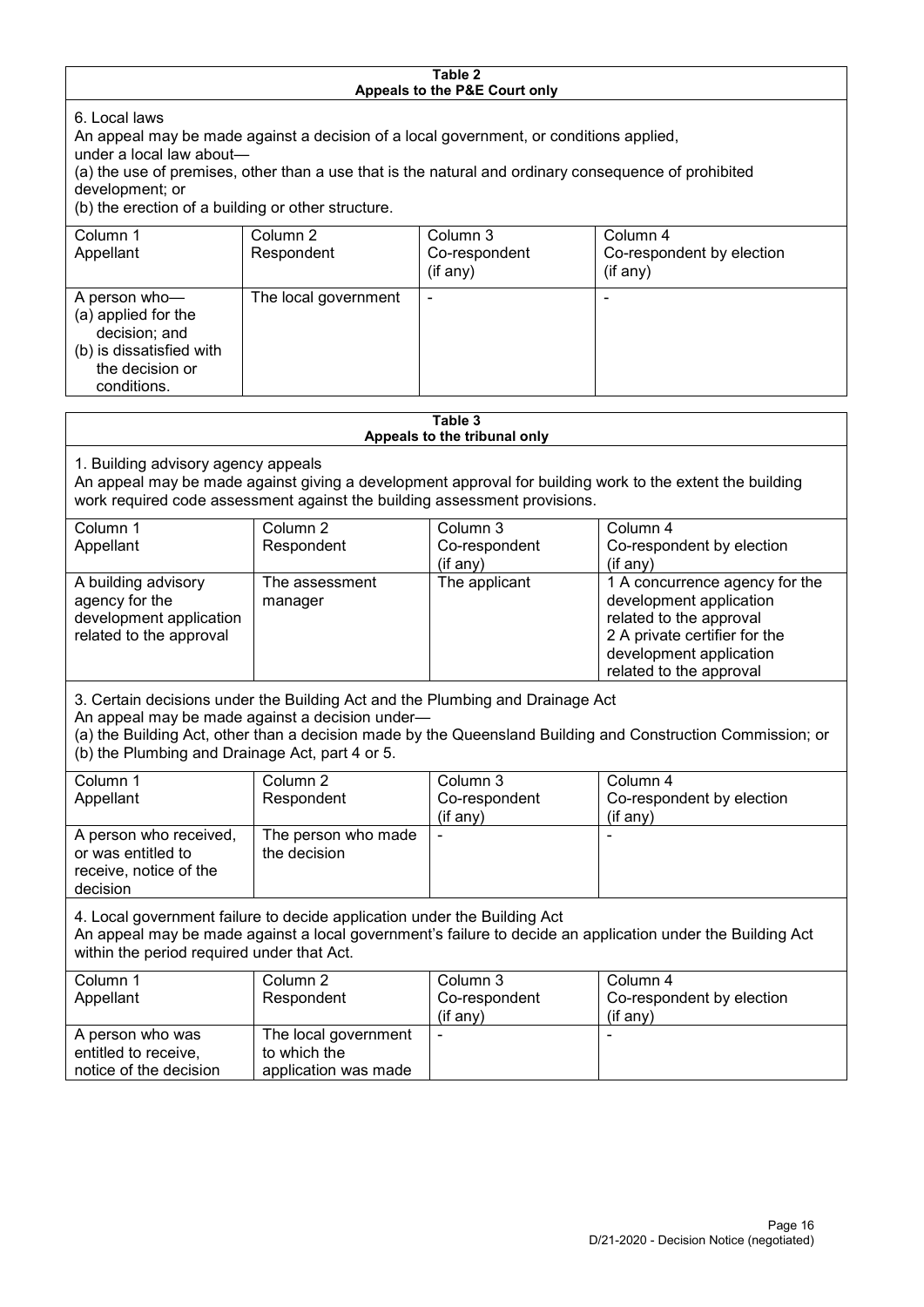**Table 2**
**Appeals to the P&E Court only**

6. Local laws

An appeal may be made against a decision of a local government, or conditions applied, under a local law about—

(a) the use of premises, other than a use that is the natural and ordinary consequence of prohibited development; or

(b) the erection of a building or other structure.

| Column 1<br>Appellant | Column 2<br>Respondent | Column 3<br>Co-respondent<br>(if any) | Column 4<br>Co-respondent by election<br>(if any) |
|---|---|---|---|
| A person who—<br>(a) applied for the decision; and<br>(b) is dissatisfied with the decision or conditions. | The local government | - | - |

**Table 3**
**Appeals to the tribunal only**

1. Building advisory agency appeals

An appeal may be made against giving a development approval for building work to the extent the building work required code assessment against the building assessment provisions.

| Column 1<br>Appellant | Column 2<br>Respondent | Column 3<br>Co-respondent<br>(if any) | Column 4<br>Co-respondent by election<br>(if any) |
|---|---|---|---|
| A building advisory agency for the development application related to the approval | The assessment manager | The applicant | 1 A concurrence agency for the development application related to the approval<br>2 A private certifier for the development application related to the approval |

3. Certain decisions under the Building Act and the Plumbing and Drainage Act

An appeal may be made against a decision under—

(a) the Building Act, other than a decision made by the Queensland Building and Construction Commission; or

(b) the Plumbing and Drainage Act, part 4 or 5.

| Column 1<br>Appellant | Column 2<br>Respondent | Column 3<br>Co-respondent<br>(if any) | Column 4<br>Co-respondent by election<br>(if any) |
|---|---|---|---|
| A person who received, or was entitled to receive, notice of the decision | The person who made the decision | - | - |

4. Local government failure to decide application under the Building Act

An appeal may be made against a local government's failure to decide an application under the Building Act within the period required under that Act.

| Column 1<br>Appellant | Column 2<br>Respondent | Column 3<br>Co-respondent<br>(if any) | Column 4<br>Co-respondent by election<br>(if any) |
|---|---|---|---|
| A person who was entitled to receive, notice of the decision | The local government to which the application was made | - | - |